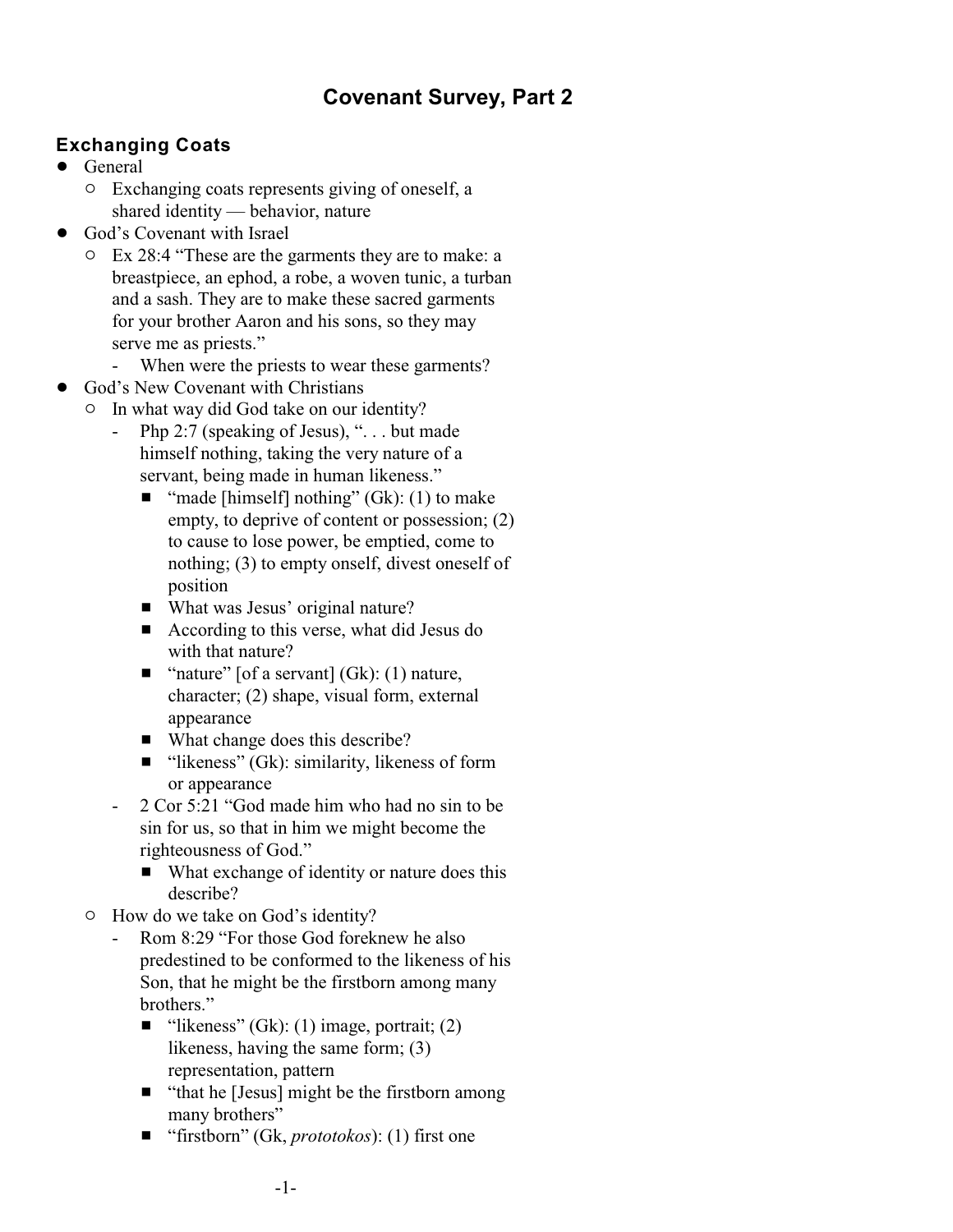# Covenant Survey, Part 2

## Exchanging Coats

- General
  - Exchanging coats represents giving of oneself, a shared identity — behavior, nature
- God's Covenant with Israel
  - Ex 28:4 "These are the garments they are to make: a breastpiece, an ephod, a robe, a woven tunic, a turban and a sash. They are to make these sacred garments for your brother Aaron and his sons, so they may serve me as priests."
    - When were the priests to wear these garments?
- God's New Covenant with Christians
  - In what way did God take on our identity?
    - Php 2:7 (speaking of Jesus), ". . . but made himself nothing, taking the very nature of a servant, being made in human likeness."
      - "made [himself] nothing" (Gk): (1) to make empty, to deprive of content or possession; (2) to cause to lose power, be emptied, come to nothing; (3) to empty onself, divest oneself of position
      - What was Jesus' original nature?
      - According to this verse, what did Jesus do with that nature?
      - "nature" [of a servant] (Gk): (1) nature, character; (2) shape, visual form, external appearance
      - What change does this describe?
      - "likeness" (Gk): similarity, likeness of form or appearance
    - 2 Cor 5:21 "God made him who had no sin to be sin for us, so that in him we might become the righteousness of God."
      - What exchange of identity or nature does this describe?
  - How do we take on God's identity?
    - Rom 8:29 "For those God foreknew he also predestined to be conformed to the likeness of his Son, that he might be the firstborn among many brothers."
      - "likeness" (Gk): (1) image, portrait; (2) likeness, having the same form; (3) representation, pattern
      - "that he [Jesus] might be the firstborn among many brothers"
      - "firstborn" (Gk, *prototokos*): (1) first one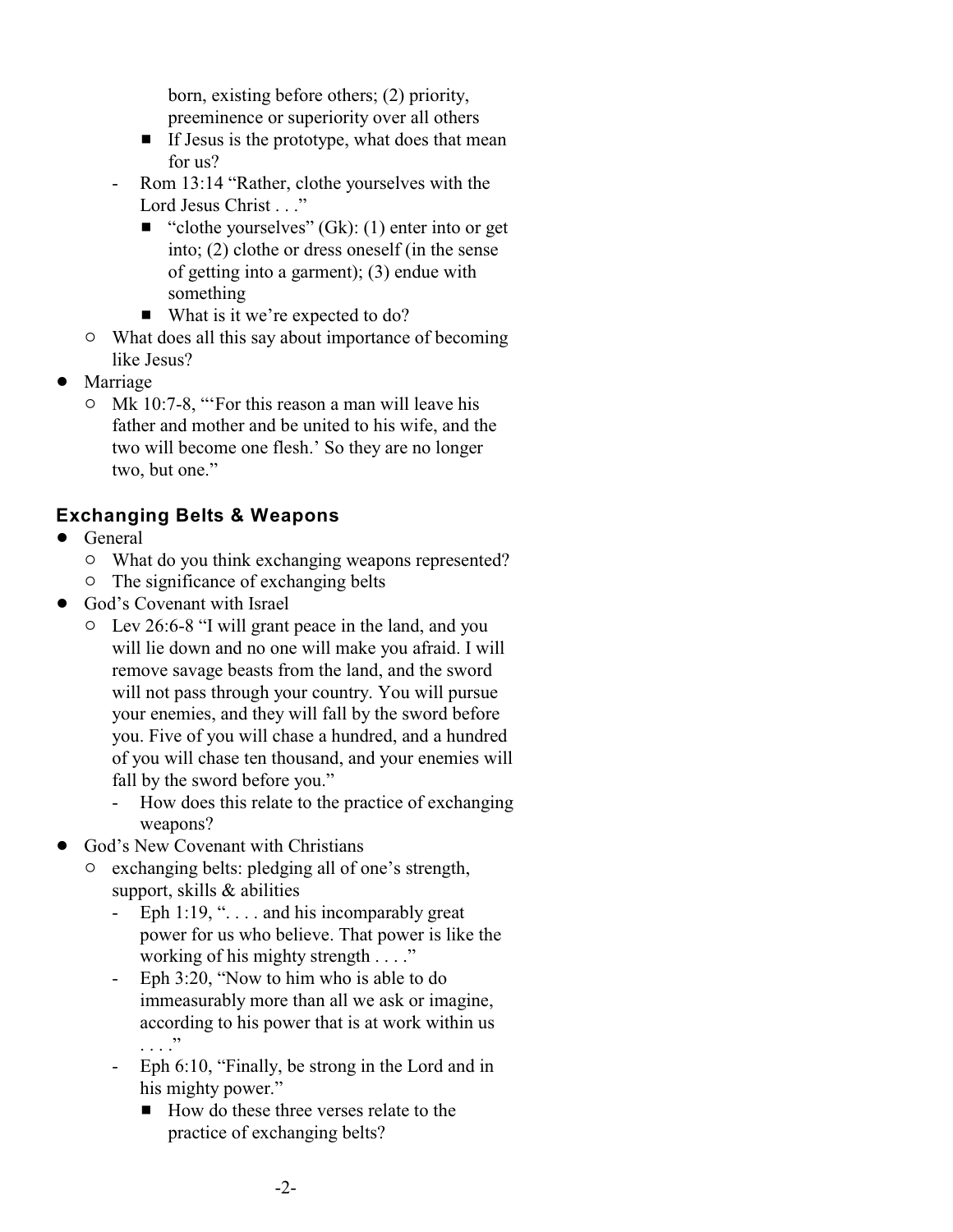born, existing before others; (2) priority, preeminence or superiority over all others
      - If Jesus is the prototype, what does that mean for us?
    - Rom 13:14 “Rather, clothe yourselves with the Lord Jesus Christ . . .”
      - “clothe yourselves” (Gk): (1) enter into or get into; (2) clothe or dress oneself (in the sense of getting into a garment); (3) endue with something
      - What is it we’re expected to do?
  - What does all this say about importance of becoming like Jesus?
- Marriage
  - Mk 10:7-8, “‘For this reason a man will leave his father and mother and be united to his wife, and the two will become one flesh.’ So they are no longer two, but one.”

### Exchanging Belts & Weapons

- General
  - What do you think exchanging weapons represented?
  - The significance of exchanging belts
- God’s Covenant with Israel
  - Lev 26:6-8 “I will grant peace in the land, and you will lie down and no one will make you afraid. I will remove savage beasts from the land, and the sword will not pass through your country. You will pursue your enemies, and they will fall by the sword before you. Five of you will chase a hundred, and a hundred of you will chase ten thousand, and your enemies will fall by the sword before you.”
    - How does this relate to the practice of exchanging weapons?
- God’s New Covenant with Christians
  - exchanging belts: pledging all of one’s strength, support, skills & abilities
    - Eph 1:19, “. . . . and his incomparably great power for us who believe. That power is like the working of his mighty strength . . . .”
    - Eph 3:20, “Now to him who is able to do immeasurably more than all we ask or imagine, according to his power that is at work within us . . . .”
    - Eph 6:10, “Finally, be strong in the Lord and in his mighty power.”
      - How do these three verses relate to the practice of exchanging belts?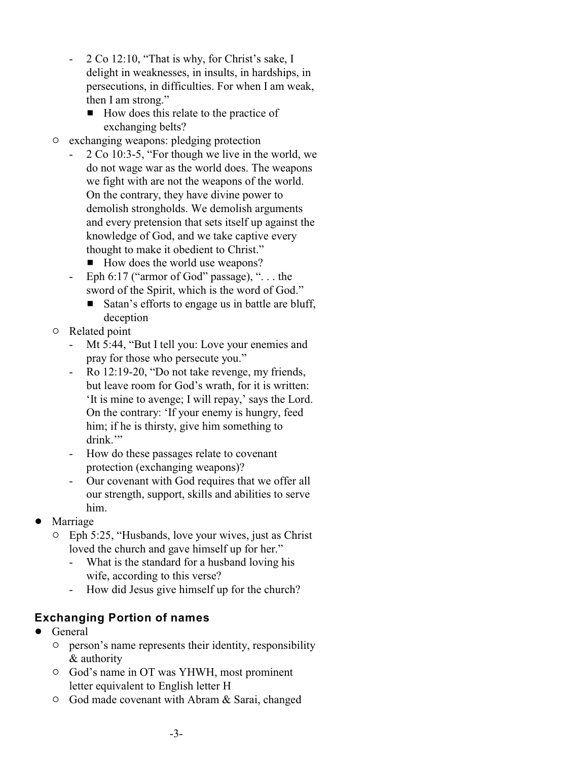- 2 Co 12:10, "That is why, for Christ's sake, I delight in weaknesses, in insults, in hardships, in persecutions, in difficulties. For when I am weak, then I am strong."
      - How does this relate to the practice of exchanging belts?
  - exchanging weapons: pledging protection
    - 2 Co 10:3-5, "For though we live in the world, we do not wage war as the world does. The weapons we fight with are not the weapons of the world. On the contrary, they have divine power to demolish strongholds. We demolish arguments and every pretension that sets itself up against the knowledge of God, and we take captive every thought to make it obedient to Christ."
      - How does the world use weapons?
    - Eph 6:17 ("armor of God" passage), ". . . the sword of the Spirit, which is the word of God."
      - Satan's efforts to engage us in battle are bluff, deception
  - Related point
    - Mt 5:44, "But I tell you: Love your enemies and pray for those who persecute you."
    - Ro 12:19-20, "Do not take revenge, my friends, but leave room for God's wrath, for it is written: 'It is mine to avenge; I will repay,' says the Lord. On the contrary: 'If your enemy is hungry, feed him; if he is thirsty, give him something to drink.'"
    - How do these passages relate to covenant protection (exchanging weapons)?
    - Our covenant with God requires that we offer all our strength, support, skills and abilities to serve him.
- Marriage
  - Eph 5:25, "Husbands, love your wives, just as Christ loved the church and gave himself up for her."
    - What is the standard for a husband loving his wife, according to this verse?
    - How did Jesus give himself up for the church?

### Exchanging Portion of names

- General
  - person's name represents their identity, responsibility & authority
  - God's name in OT was YHWH, most prominent letter equivalent to English letter H
  - God made covenant with Abram & Sarai, changed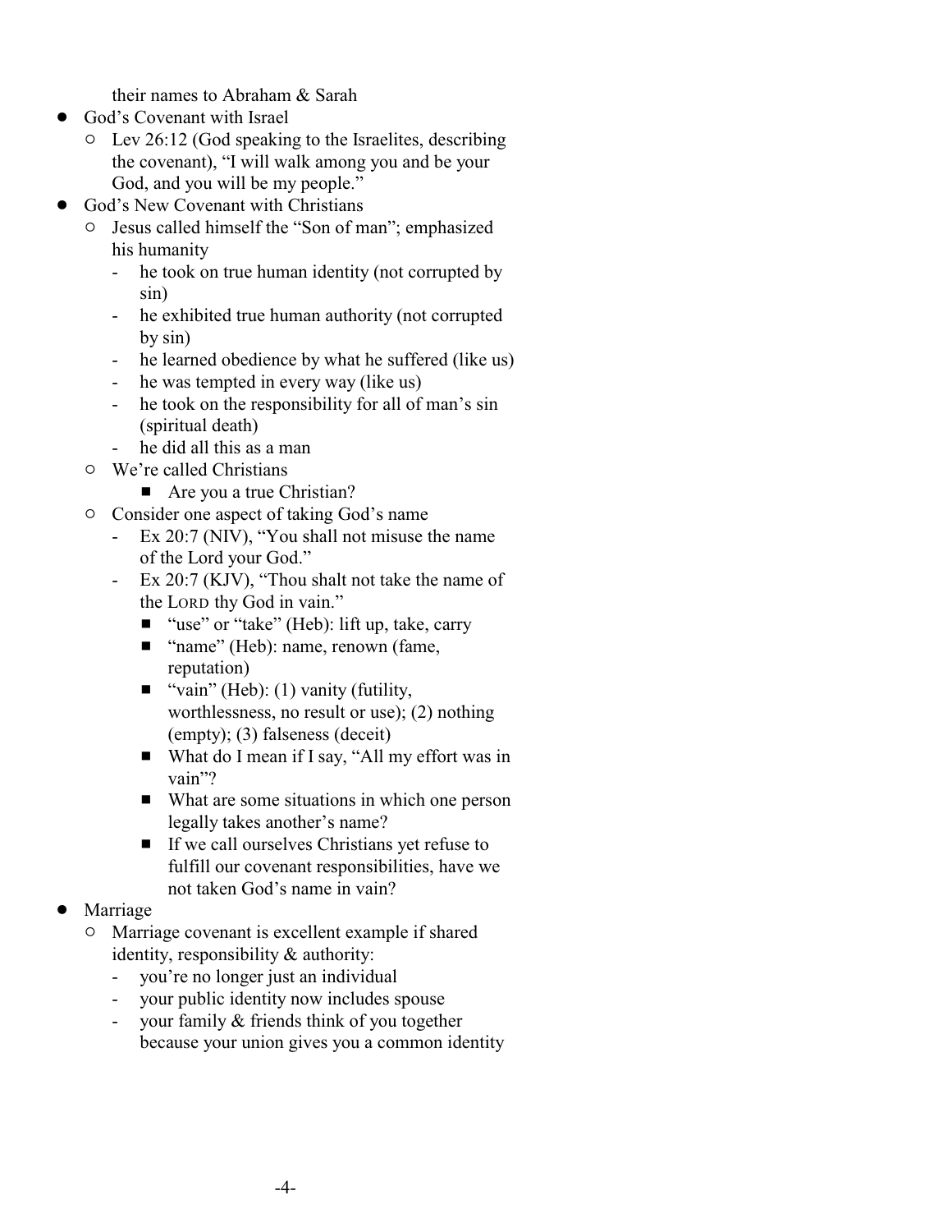their names to Abraham & Sarah

- God's Covenant with Israel
  - Lev 26:12 (God speaking to the Israelites, describing the covenant), "I will walk among you and be your God, and you will be my people."
- God's New Covenant with Christians
  - Jesus called himself the "Son of man"; emphasized his humanity
    - he took on true human identity (not corrupted by sin)
    - he exhibited true human authority (not corrupted by sin)
    - he learned obedience by what he suffered (like us)
    - he was tempted in every way (like us)
    - he took on the responsibility for all of man's sin (spiritual death)
    - he did all this as a man
  - We're called Christians
    - Are you a true Christian?
  - Consider one aspect of taking God's name
    - Ex 20:7 (NIV), "You shall not misuse the name of the Lord your God."
    - Ex 20:7 (KJV), "Thou shalt not take the name of the LORD thy God in vain."
      - "use" or "take" (Heb): lift up, take, carry
      - "name" (Heb): name, renown (fame, reputation)
      - "vain" (Heb): (1) vanity (futility, worthlessness, no result or use); (2) nothing (empty); (3) falseness (deceit)
      - What do I mean if I say, "All my effort was in vain"?
      - What are some situations in which one person legally takes another's name?
      - If we call ourselves Christians yet refuse to fulfill our covenant responsibilities, have we not taken God's name in vain?
- Marriage
  - Marriage covenant is excellent example if shared identity, responsibility & authority:
    - you're no longer just an individual
    - your public identity now includes spouse
    - your family & friends think of you together because your union gives you a common identity